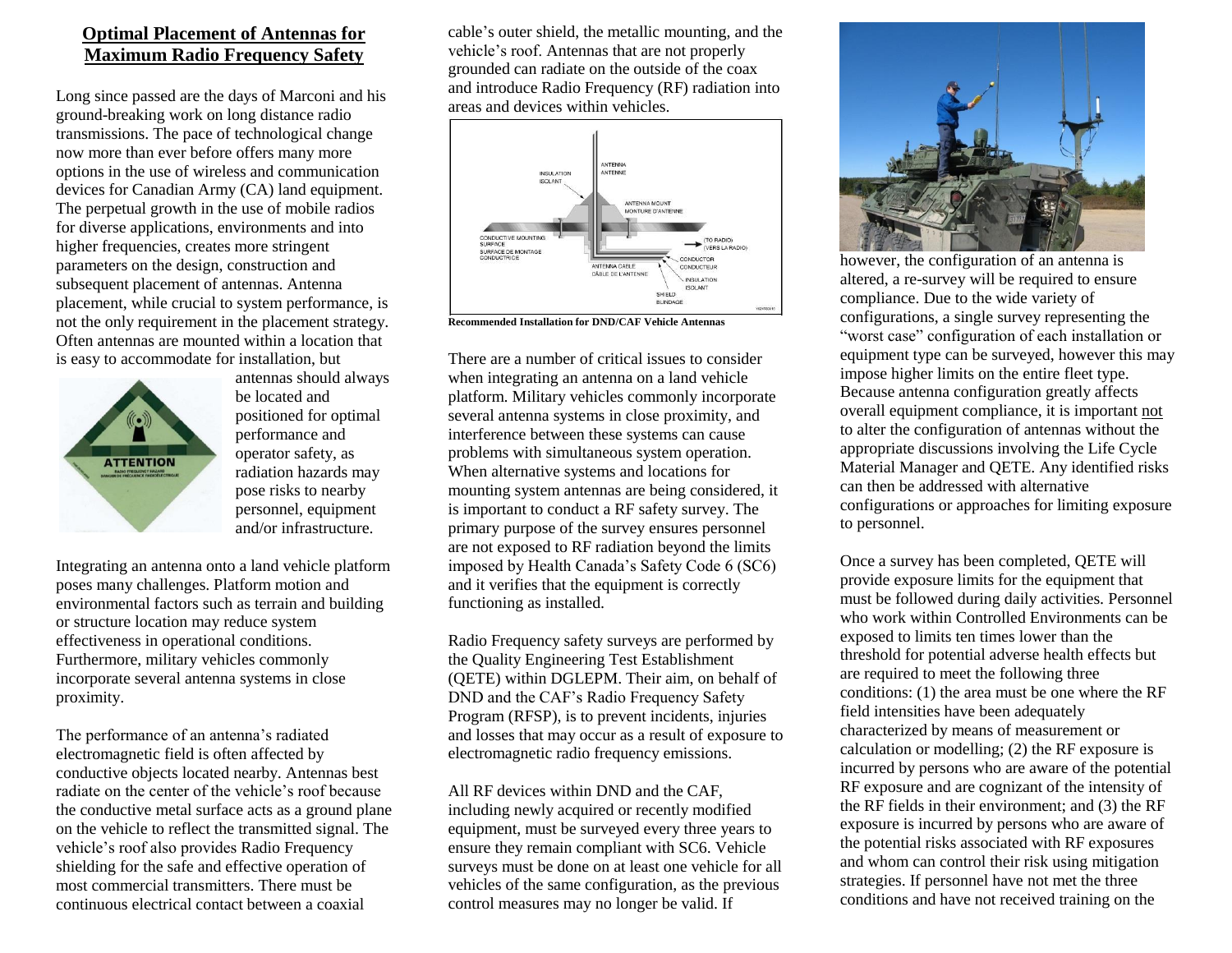## Optimal Placement of Antennas for Maximum Radio Frequency Safety

Long since passed are the days of Marconi and his ground-breaking work on long distance radio transmissions. The pace of technological change now more than ever before offers many more options in the use of wireless and communication devices for Canadian Army (CA) land equipment. The perpetual growth in the use of mobile radios for diverse applications, environments and into higher frequencies, creates more stringent parameters on the design, construction and subsequent placement of antennas. Antenna placement, while crucial to system performance, is not the only requirement in the placement strategy. Often antennas are mounted within a location that is easy to accommodate for installation, but antennas should always be located and positioned for optimal performance and operator safety, as radiation hazards may pose risks to nearby personnel, equipment and/or infrastructure.

Integrating an antenna onto a land vehicle platform poses many challenges. Platform motion and environmental factors such as terrain and building or structure location may reduce system effectiveness in operational conditions. Furthermore, military vehicles commonly incorporate several antenna systems in close proximity.

The performance of an antenna's radiated electromagnetic field is often affected by conductive objects located nearby. Antennas best radiate on the center of the vehicle's roof because the conductive metal surface acts as a ground plane on the vehicle to reflect the transmitted signal. The vehicle's roof also provides Radio Frequency shielding for the safe and effective operation of most commercial transmitters. There must be continuous electrical contact between a coaxial cable's outer shield, the metallic mounting, and the vehicle's roof. Antennas that are not properly grounded can radiate on the outside of the coax and introduce Radio Frequency (RF) radiation into areas and devices within vehicles.

**Recommended Installation for DND/CAF Vehicle Antennas**

There are a number of critical issues to consider when integrating an antenna on a land vehicle platform. Military vehicles commonly incorporate several antenna systems in close proximity, and interference between these systems can cause problems with simultaneous system operation. When alternative systems and locations for mounting system antennas are being considered, it is important to conduct a RF safety survey. The primary purpose of the survey ensures personnel are not exposed to RF radiation beyond the limits imposed by Health Canada's Safety Code 6 (SC6) and it verifies that the equipment is correctly functioning as installed.

Radio Frequency safety surveys are performed by the Quality Engineering Test Establishment (QETE) within DGLEPM. Their aim, on behalf of DND and the CAF's Radio Frequency Safety Program (RFSP), is to prevent incidents, injuries and losses that may occur as a result of exposure to electromagnetic radio frequency emissions.

All RF devices within DND and the CAF, including newly acquired or recently modified equipment, must be surveyed every three years to ensure they remain compliant with SC6. Vehicle surveys must be done on at least one vehicle for all vehicles of the same configuration, as the previous control measures may no longer be valid. If however, the configuration of an antenna is altered, a re-survey will be required to ensure compliance. Due to the wide variety of configurations, a single survey representing the "worst case" configuration of each installation or equipment type can be surveyed, however this may impose higher limits on the entire fleet type. Because antenna configuration greatly affects overall equipment compliance, it is important not to alter the configuration of antennas without the appropriate discussions involving the Life Cycle Material Manager and QETE. Any identified risks can then be addressed with alternative configurations or approaches for limiting exposure to personnel.

Once a survey has been completed, QETE will provide exposure limits for the equipment that must be followed during daily activities. Personnel who work within Controlled Environments can be exposed to limits ten times lower than the threshold for potential adverse health effects but are required to meet the following three conditions: (1) the area must be one where the RF field intensities have been adequately characterized by means of measurement or calculation or modelling; (2) the RF exposure is incurred by persons who are aware of the potential RF exposure and are cognizant of the intensity of the RF fields in their environment; and (3) the RF exposure is incurred by persons who are aware of the potential risks associated with RF exposures and whom can control their risk using mitigation strategies. If personnel have not met the three conditions and have not received training on the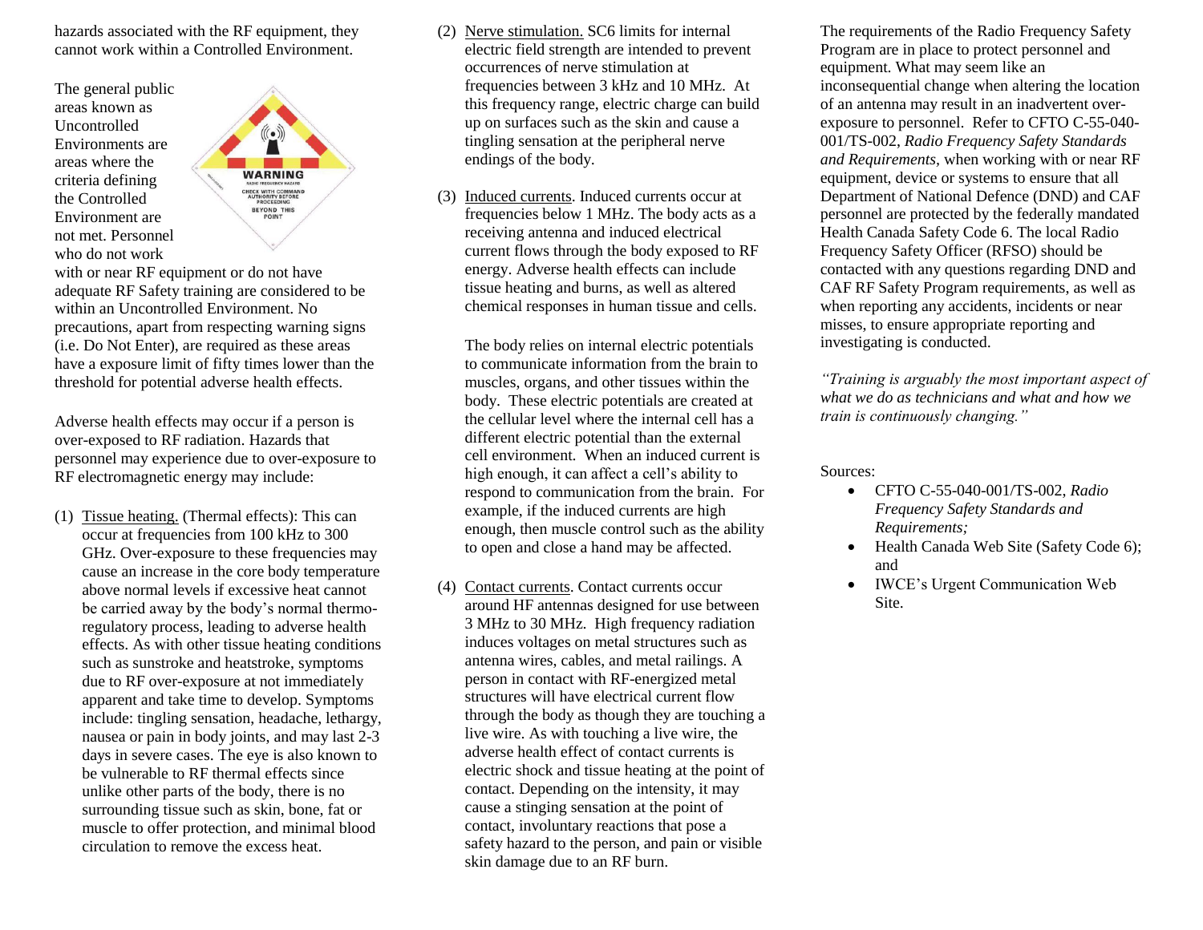hazards associated with the RF equipment, they cannot work within a Controlled Environment.

The general public areas known as Uncontrolled Environments are areas where the criteria defining the Controlled Environment are not met. Personnel who do not work with or near RF equipment or do not have adequate RF Safety training are considered to be within an Uncontrolled Environment. No precautions, apart from respecting warning signs (i.e. Do Not Enter), are required as these areas have a exposure limit of fifty times lower than the threshold for potential adverse health effects.

Adverse health effects may occur if a person is over-exposed to RF radiation. Hazards that personnel may experience due to over-exposure to RF electromagnetic energy may include:

(1) Tissue heating. (Thermal effects): This can occur at frequencies from 100 kHz to 300 GHz. Over-exposure to these frequencies may cause an increase in the core body temperature above normal levels if excessive heat cannot be carried away by the body's normal thermo-regulatory process, leading to adverse health effects. As with other tissue heating conditions such as sunstroke and heatstroke, symptoms due to RF over-exposure at not immediately apparent and take time to develop. Symptoms include: tingling sensation, headache, lethargy, nausea or pain in body joints, and may last 2-3 days in severe cases. The eye is also known to be vulnerable to RF thermal effects since unlike other parts of the body, there is no surrounding tissue such as skin, bone, fat or muscle to offer protection, and minimal blood circulation to remove the excess heat.

(2) Nerve stimulation. SC6 limits for internal electric field strength are intended to prevent occurrences of nerve stimulation at frequencies between 3 kHz and 10 MHz. At this frequency range, electric charge can build up on surfaces such as the skin and cause a tingling sensation at the peripheral nerve endings of the body.

(3) Induced currents. Induced currents occur at frequencies below 1 MHz. The body acts as a receiving antenna and induced electrical current flows through the body exposed to RF energy. Adverse health effects can include tissue heating and burns, as well as altered chemical responses in human tissue and cells.

    The body relies on internal electric potentials to communicate information from the brain to muscles, organs, and other tissues within the body. These electric potentials are created at the cellular level where the internal cell has a different electric potential than the external cell environment. When an induced current is high enough, it can affect a cell's ability to respond to communication from the brain. For example, if the induced currents are high enough, then muscle control such as the ability to open and close a hand may be affected.

(4) Contact currents. Contact currents occur around HF antennas designed for use between 3 MHz to 30 MHz. High frequency radiation induces voltages on metal structures such as antenna wires, cables, and metal railings. A person in contact with RF-energized metal structures will have electrical current flow through the body as though they are touching a live wire. As with touching a live wire, the adverse health effect of contact currents is electric shock and tissue heating at the point of contact. Depending on the intensity, it may cause a stinging sensation at the point of contact, involuntary reactions that pose a safety hazard to the person, and pain or visible skin damage due to an RF burn.

The requirements of the Radio Frequency Safety Program are in place to protect personnel and equipment. What may seem like an inconsequential change when altering the location of an antenna may result in an inadvertent over-exposure to personnel. Refer to CFTO C-55-040-001/TS-002, *Radio Frequency Safety Standards and Requirements*, when working with or near RF equipment, device or systems to ensure that all Department of National Defence (DND) and CAF personnel are protected by the federally mandated Health Canada Safety Code 6. The local Radio Frequency Safety Officer (RFSO) should be contacted with any questions regarding DND and CAF RF Safety Program requirements, as well as when reporting any accidents, incidents or near misses, to ensure appropriate reporting and investigating is conducted.

*"Training is arguably the most important aspect of what we do as technicians and what and how we train is continuously changing."*

Sources:

- CFTO C-55-040-001/TS-002, *Radio Frequency Safety Standards and Requirements;*
- Health Canada Web Site (Safety Code 6); and
- IWCE's Urgent Communication Web Site.